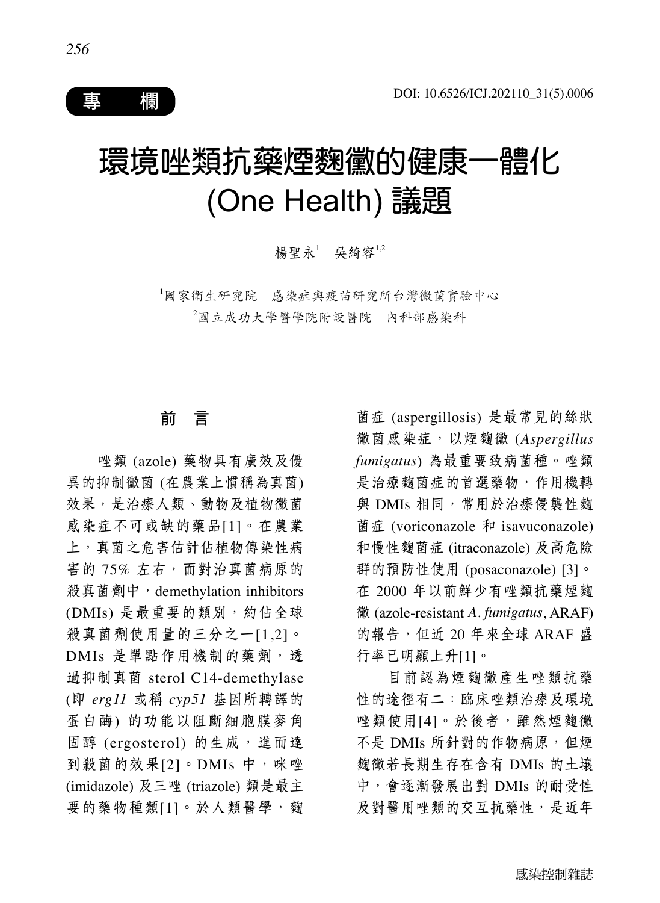專 欄

DOI: 10.6526/ICJ.202110_31(5).0006

# 環境唑類抗藥煙麴黴的健康一體化 (One Health) 議題

楊聖永[1]　吳綺容[1,2]

[1]國家衛生研究院　感染症與疫苗研究所台灣黴菌實驗中心

[2]國立成功大學醫學院附設醫院　內科部感染科

## 前　言

唑類 (azole) 藥物具有廣效及優異的抑制黴菌 (在農業上慣稱為真菌) 效果，是治療人類、動物及植物黴菌感染症不可或缺的藥品[1]。在農業上，真菌之危害估計佔植物傳染性病害的 75% 左右，而對治真菌病原的殺真菌劑中，demethylation inhibitors (DMIs) 是最重要的類別，約佔全球殺真菌劑使用量的三分之一[1,2]。DMIs 是單點作用機制的藥劑，透過抑制真菌 sterol C14-demethylase (即 *erg11* 或稱 *cyp51* 基因所轉譯的蛋白酶) 的功能以阻斷細胞膜麥角固醇 (ergosterol) 的生成，進而達到殺菌的效果[2]。DMIs 中，咪唑 (imidazole) 及三唑 (triazole) 類是最主要的藥物種類[1]。於人類醫學，麴菌症 (aspergillosis) 是最常見的絲狀黴菌感染症，以煙麴黴 (*Aspergillus fumigatus*) 為最重要致病菌種。唑類是治療麴菌症的首選藥物，作用機轉與 DMIs 相同，常用於治療侵襲性麴菌症 (voriconazole 和 isavuconazole) 和慢性麴菌症 (itraconazole) 及高危險群的預防性使用 (posaconazole) [3]。在 2000 年以前鮮少有唑類抗藥煙麴黴 (azole-resistant *A. fumigatus*, ARAF) 的報告，但近 20 年來全球 ARAF 盛行率已明顯上升[1]。

目前認為煙麴黴產生唑類抗藥性的途徑有二：臨床唑類治療及環境唑類使用[4]。於後者，雖然煙麴黴不是 DMIs 所針對的作物病原，但煙麴黴若長期生存在含有 DMIs 的土壤中，會逐漸發展出對 DMIs 的耐受性及對醫用唑類的交互抗藥性，是近年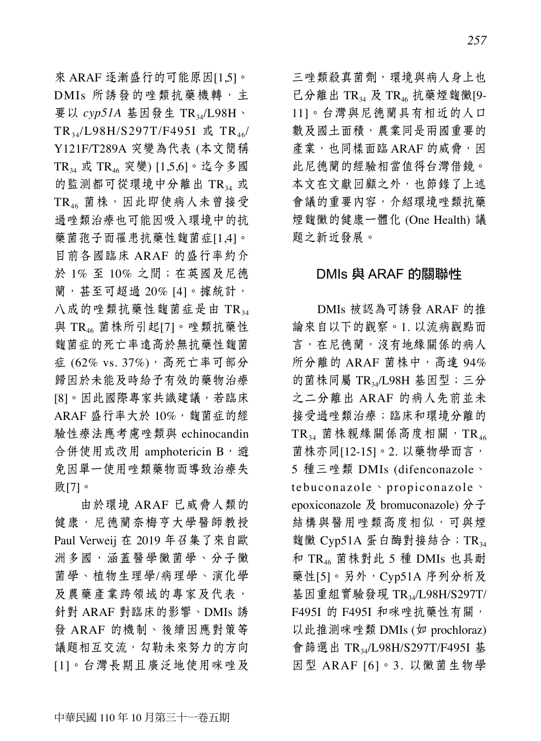來 ARAF 逐漸盛行的可能原因[1,5]。DMIs 所誘發的唑類抗藥機轉，主要以 *cyp51A* 基因發生 $TR_{34}$/L98H、$TR_{34}$/L98H/S297T/F495I 或 $TR_{46}$/Y121F/T289A 突變為代表 (本文簡稱 $TR_{34}$ 或 $TR_{46}$ 突變) [1,5,6]。迄今多國的監測都可從環境中分離出 $TR_{34}$ 或 $TR_{46}$ 菌株，因此即使病人未曾接受過唑類治療也可能因吸入環境中的抗藥菌孢子而罹患抗藥性麴菌症[1,4]。目前各國臨床 ARAF 的盛行率約介於 1% 至 10% 之間；在英國及尼德蘭，甚至可超過 20% [4]。據統計，八成的唑類抗藥性麴菌症是由 $TR_{34}$ 與 $TR_{46}$ 菌株所引起[7]。唑類抗藥性麴菌症的死亡率遠高於無抗藥性麴菌症 (62% vs. 37%)，高死亡率可部分歸因於未能及時給予有效的藥物治療[8]。因此國際專家共識建議，若臨床 ARAF 盛行率大於 10%，麴菌症的經驗性療法應考慮唑類與 echinocandin 合併使用或改用 amphotericin B，避免因單一使用唑類藥物而導致治療失敗[7]。

由於環境 ARAF 已威脅人類的健康，尼德蘭奈梅亨大學醫師教授 Paul Verweij 在 2019 年召集了來自歐洲多國，涵蓋醫學黴菌學、分子黴菌學、植物生理學/病理學、演化學及農藥產業跨領域的專家及代表，針對 ARAF 對臨床的影響、DMIs 誘發 ARAF 的機制、後續因應對策等議題相互交流，勾勒未來努力的方向[1]。台灣長期且廣泛地使用咪唑及三唑類殺真菌劑，環境與病人身上也已分離出 $TR_{34}$ 及 $TR_{46}$ 抗藥煙麴黴[9-11]。台灣與尼德蘭具有相近的人口數及國土面積，農業同是兩國重要的產業，也同樣面臨 ARAF 的威脅，因此尼德蘭的經驗相當值得台灣借鏡。本文在文獻回顧之外，也節錄了上述會議的重要內容，介紹環境唑類抗藥煙麴黴的健康一體化 (One Health) 議題之新近發展。

## DMIs 與 ARAF 的關聯性

DMIs 被認為可誘發 ARAF 的推論來自以下的觀察。1. 以流病觀點而言，在尼德蘭，沒有地緣關係的病人所分離的 ARAF 菌株中，高達 94% 的菌株同屬 $TR_{34}$/L98H 基因型；三分之二分離出 ARAF 的病人先前並未接受過唑類治療；臨床和環境分離的 $TR_{34}$ 菌株親緣關係高度相關，$TR_{46}$ 菌株亦同[12-15]。2. 以藥物學而言，5 種三唑類 DMIs (difenconazole、tebuconazole、propiconazole、epoxiconazole 及 bromuconazole) 分子結構與醫用唑類高度相似，可與煙麴黴 Cyp51A 蛋白酶對接結合；$TR_{34}$ 和 $TR_{46}$ 菌株對此 5 種 DMIs 也具耐藥性[5]。另外，Cyp51A 序列分析及基因重組實驗發現 $TR_{34}$/L98H/S297T/F495I 的 F495I 和咪唑抗藥性有關，以此推測咪唑類 DMIs (如 prochloraz) 會篩選出 $TR_{34}$/L98H/S297T/F495I 基因型 ARAF [6]。3. 以黴菌生物學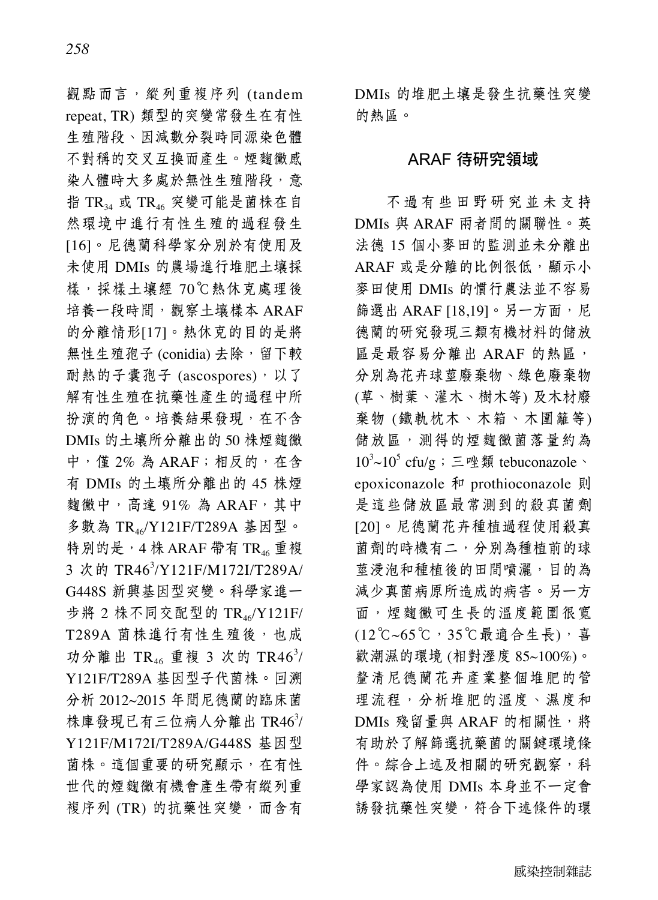觀點而言，縱列重複序列 (tandem repeat, TR) 類型的突變常發生在有性生殖階段、因減數分裂時同源染色體不對稱的交叉互換而產生。煙麴黴感染人體時大多處於無性生殖階段，意指 $TR_{34}$ 或 $TR_{46}$ 突變可能是菌株在自然環境中進行有性生殖的過程發生 [16]。尼德蘭科學家分別於有使用及未使用 DMIs 的農場進行堆肥土壤採樣，採樣土壤經 70℃熱休克處理後培養一段時間，觀察土壤樣本 ARAF 的分離情形[17]。熱休克的目的是將無性生殖孢子 (conidia) 去除，留下較耐熱的子囊孢子 (ascospores)，以了解有性生殖在抗藥性產生的過程中所扮演的角色。培養結果發現，在不含 DMIs 的土壤所分離出的 50 株煙麴黴中，僅 2% 為 ARAF；相反的，在含有 DMIs 的土壤所分離出的 45 株煙麴黴中，高達 91% 為 ARAF，其中多數為 $TR_{46}$/Y121F/T289A 基因型。特別的是，4 株 ARAF 帶有 $TR_{46}$ 重複 3 次的 $TR46^3$/Y121F/M172I/T289A/G448S 新興基因型突變。科學家進一步將 2 株不同交配型的 $TR_{46}$/Y121F/T289A 菌株進行有性生殖後，也成功分離出 $TR_{46}$ 重複 3 次的 $TR46^3$/Y121F/T289A 基因型子代菌株。回溯分析 2012~2015 年間尼德蘭的臨床菌株庫發現已有三位病人分離出 $TR46^3$/Y121F/M172I/T289A/G448S 基因型菌株。這個重要的研究顯示，在有性世代的煙麴黴有機會產生帶有縱列重複序列 (TR) 的抗藥性突變，而含有 DMIs 的堆肥土壤是發生抗藥性突變的熱區。

## ARAF 待研究領域

不過有些田野研究並未支持 DMIs 與 ARAF 兩者間的關聯性。英法德 15 個小麥田的監測並未分離出 ARAF 或是分離的比例很低，顯示小麥田使用 DMIs 的慣行農法並不容易篩選出 ARAF [18,19]。另一方面，尼德蘭的研究發現三類有機材料的儲放區是最容易分離出 ARAF 的熱區，分別為花卉球莖廢棄物、綠色廢棄物 (草、樹葉、灌木、樹木等) 及木材廢棄物 (鐵軌枕木、木箱、木圍籬等) 儲放區，測得的煙麴黴菌落量約為 $10^3$~$10^5$ cfu/g；三唑類 tebuconazole、epoxiconazole 和 prothioconazole 則是這些儲放區最常測到的殺真菌劑 [20]。尼德蘭花卉種植過程使用殺真菌劑的時機有二，分別為種植前的球莖浸泡和種植後的田間噴灑，目的為減少真菌病原所造成的病害。另一方面，煙麴黴可生長的溫度範圍很寬 (12℃~65℃，35℃最適合生長)，喜歡潮濕的環境 (相對溼度 85~100%)。釐清尼德蘭花卉產業整個堆肥的管理流程，分析堆肥的溫度、濕度和 DMIs 殘留量與 ARAF 的相關性，將有助於了解篩選抗藥菌的關鍵環境條件。綜合上述及相關的研究觀察，科學家認為使用 DMIs 本身並不一定會誘發抗藥性突變，符合下述條件的環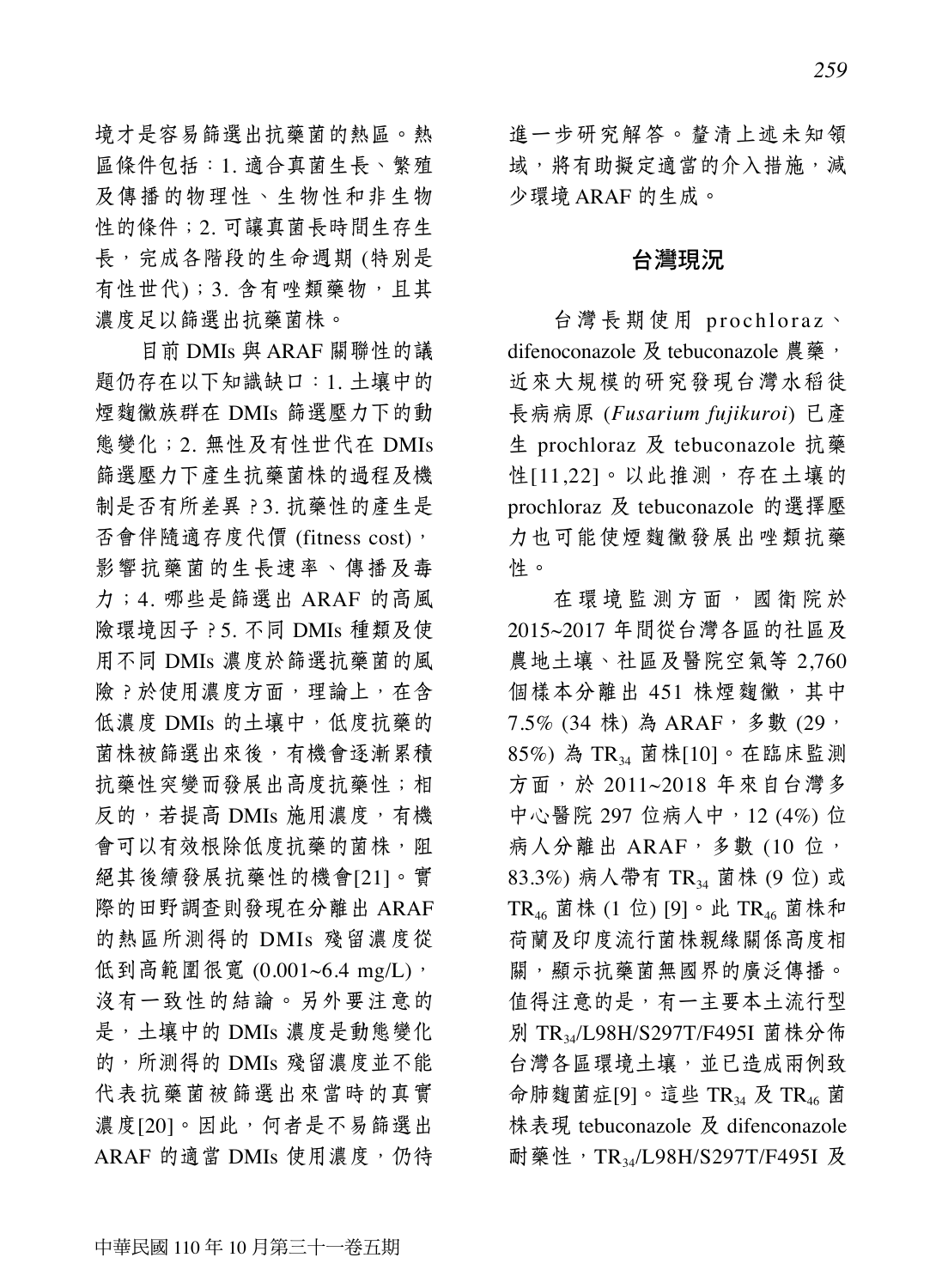境才是容易篩選出抗藥菌的熱區。熱區條件包括：1. 適合真菌生長、繁殖及傳播的物理性、生物性和非生物性的條件；2. 可讓真菌長時間生存生長，完成各階段的生命週期 (特別是有性世代)；3. 含有唑類藥物，且其濃度足以篩選出抗藥菌株。

目前 DMIs 與 ARAF 關聯性的議題仍存在以下知識缺口：1. 土壤中的煙麴黴族群在 DMIs 篩選壓力下的動態變化；2. 無性及有性世代在 DMIs 篩選壓力下產生抗藥菌株的過程及機制是否有所差異？3. 抗藥性的產生是否會伴隨適存度代價 (fitness cost)，影響抗藥菌的生長速率、傳播及毒力；4. 哪些是篩選出 ARAF 的高風險環境因子？5. 不同 DMIs 種類及使用不同 DMIs 濃度於篩選抗藥菌的風險？於使用濃度方面，理論上，在含低濃度 DMIs 的土壤中，低度抗藥的菌株被篩選出來後，有機會逐漸累積抗藥性突變而發展出高度抗藥性；相反的，若提高 DMIs 施用濃度，有機會可以有效根除低度抗藥的菌株，阻絕其後續發展抗藥性的機會[21]。實際的田野調查則發現在分離出 ARAF 的熱區所測得的 DMIs 殘留濃度從低到高範圍很寬 (0.001~6.4 mg/L)，沒有一致性的結論。另外要注意的是，土壤中的 DMIs 濃度是動態變化的，所測得的 DMIs 殘留濃度並不能代表抗藥菌被篩選出來當時的真實濃度[20]。因此，何者是不易篩選出 ARAF 的適當 DMIs 使用濃度，仍待進一步研究解答。釐清上述未知領域，將有助擬定適當的介入措施，減少環境 ARAF 的生成。

## 台灣現況

台灣長期使用 prochloraz、difenoconazole 及 tebuconazole 農藥，近來大規模的研究發現台灣水稻徒長病病原 (*Fusarium fujikuroi*) 已產生 prochloraz 及 tebuconazole 抗藥性[11,22]。以此推測，存在土壤的 prochloraz 及 tebuconazole 的選擇壓力也可能使煙麴黴發展出唑類抗藥性。

在環境監測方面，國衛院於 2015~2017 年間從台灣各區的社區及農地土壤、社區及醫院空氣等 2,760 個樣本分離出 451 株煙麴黴，其中 7.5% (34 株) 為 ARAF，多數 (29，85%) 為 $TR_{34}$ 菌株[10]。在臨床監測方面，於 2011~2018 年來自台灣多中心醫院 297 位病人中，12 (4%) 位病人分離出 ARAF，多數 (10 位，83.3%) 病人帶有 $TR_{34}$ 菌株 (9 位) 或 $TR_{46}$ 菌株 (1 位) [9]。此 $TR_{46}$ 菌株和荷蘭及印度流行菌株親緣關係高度相關，顯示抗藥菌無國界的廣泛傳播。值得注意的是，有一主要本土流行型別 $TR_{34}$/L98H/S297T/F495I 菌株分佈台灣各區環境土壤，並已造成兩例致命肺麴菌症[9]。這些 $TR_{34}$ 及 $TR_{46}$ 菌株表現 tebuconazole 及 difenconazole 耐藥性，$TR_{34}$/L98H/S297T/F495I 及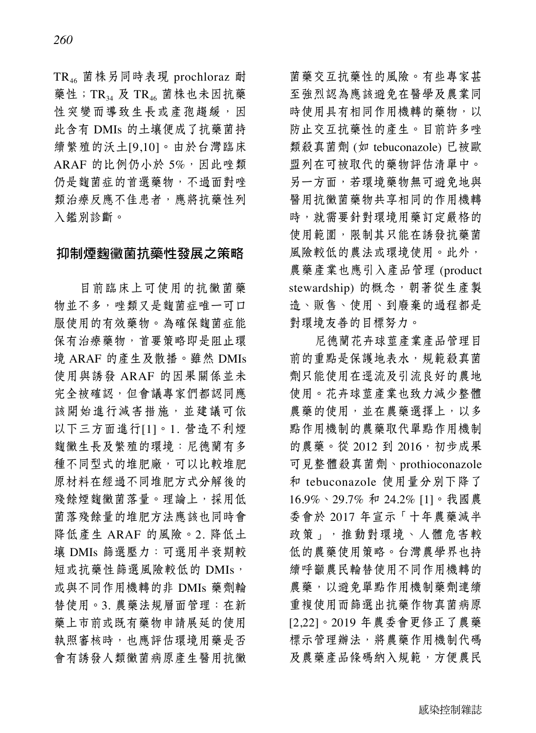$TR_{46}$ 菌株另同時表現 prochloraz 耐藥性；$TR_{34}$ 及 $TR_{46}$ 菌株也未因抗藥性突變而導致生長或產孢趨緩，因此含有 DMIs 的土壤便成了抗藥菌持續繁殖的沃土[9,10]。由於台灣臨床 ARAF 的比例仍小於 5%，因此唑類仍是麴菌症的首選藥物，不過面對唑類治療反應不佳患者，應將抗藥性列入鑑別診斷。

## 抑制煙麴黴菌抗藥性發展之策略

目前臨床上可使用的抗黴菌藥物並不多，唑類又是麴菌症唯一可口服使用的有效藥物。為確保麴菌症能保有治療藥物，首要策略即是阻止環境 ARAF 的產生及散播。雖然 DMIs 使用與誘發 ARAF 的因果關係並未完全被確認，但會議專家們都認同應該開始進行減害措施，並建議可依以下三方面進行[1]。1. 營造不利煙麴黴生長及繁殖的環境：尼德蘭有多種不同型式的堆肥廠，可以比較堆肥原材料在經過不同堆肥方式分解後的殘餘煙麴黴菌落量。理論上，採用低菌落殘餘量的堆肥方法應該也同時會降低產生 ARAF 的風險。2. 降低土壤 DMIs 篩選壓力：可選用半衰期較短或抗藥性篩選風險較低的 DMIs，或與不同作用機轉的非 DMIs 藥劑輪替使用。3. 農藥法規層面管理：在新藥上市前或既有藥物申請展延的使用執照審核時，也應評估環境用藥是否會有誘發人類黴菌病原產生醫用抗黴菌藥交互抗藥性的風險。有些專家甚至強烈認為應該避免在醫學及農業同時使用具有相同作用機轉的藥物，以防止交互抗藥性的產生。目前許多唑類殺真菌劑 (如 tebuconazole) 已被歐盟列在可被取代的藥物評估清單中。另一方面，若環境藥物無可避免地與醫用抗黴菌藥物共享相同的作用機轉時，就需要針對環境用藥訂定嚴格的使用範圍，限制其只能在誘發抗藥菌風險較低的農法或環境使用。此外，農藥產業也應引入產品管理 (product stewardship) 的概念，朝著從生產製造、販售、使用、到廢棄的過程都是對環境友善的目標努力。

尼德蘭花卉球莖產業產品管理目前的重點是保護地表水，規範殺真菌劑只能使用在逕流及引流良好的農地使用。花卉球莖產業也致力減少整體農藥的使用，並在農藥選擇上，以多點作用機制的農藥取代單點作用機制的農藥。從 2012 到 2016，初步成果可見整體殺真菌劑、prothioconazole 和 tebuconazole 使用量分別下降了 16.9%、29.7% 和 24.2% [1]。我國農委會於 2017 年宣示「十年農藥減半政策」，推動對環境、人體危害較低的農藥使用策略。台灣農學界也持續呼籲農民輪替使用不同作用機轉的農藥，以避免單點作用機制藥劑連續重複使用而篩選出抗藥作物真菌病原 [2,22]。2019 年農委會更修正了農藥標示管理辦法，將農藥作用機制代碼及農藥產品條碼納入規範，方便農民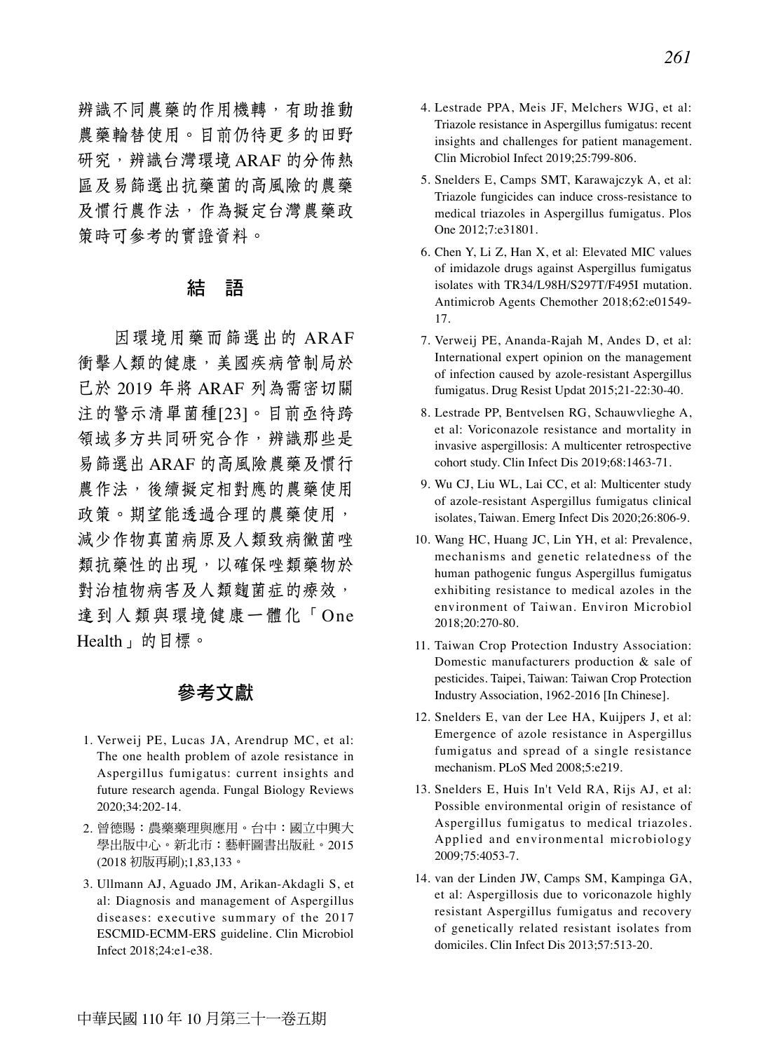辨識不同農藥的作用機轉，有助推動農藥輪替使用。目前仍待更多的田野研究，辨識台灣環境 ARAF 的分佈熱區及易篩選出抗藥菌的高風險的農藥及慣行農作法，作為擬定台灣農藥政策時可參考的實證資料。

## 結　語

因環境用藥而篩選出的 ARAF 衝擊人類的健康，美國疾病管制局於已於 2019 年將 ARAF 列為需密切關注的警示清單菌種[23]。目前亟待跨領域多方共同研究合作，辨識那些是易篩選出 ARAF 的高風險農藥及慣行農作法，後續擬定相對應的農藥使用政策。期望能透過合理的農藥使用，減少作物真菌病原及人類致病黴菌唑類抗藥性的出現，以確保唑類藥物於對治植物病害及人類麴菌症的療效，達到人類與環境健康一體化「One Health」的目標。

## 參考文獻

1. Verweij PE, Lucas JA, Arendrup MC, et al: The one health problem of azole resistance in Aspergillus fumigatus: current insights and future research agenda. Fungal Biology Reviews 2020;34:202-14.
2. 曾德賜：農藥藥理與應用。台中：國立中興大學出版中心。新北市：藝軒圖書出版社。2015 (2018 初版再刷);1,83,133。
3. Ullmann AJ, Aguado JM, Arikan-Akdagli S, et al: Diagnosis and management of Aspergillus diseases: executive summary of the 2017 ESCMID-ECMM-ERS guideline. Clin Microbiol Infect 2018;24:e1-e38.
4. Lestrade PPA, Meis JF, Melchers WJG, et al: Triazole resistance in Aspergillus fumigatus: recent insights and challenges for patient management. Clin Microbiol Infect 2019;25:799-806.
5. Snelders E, Camps SMT, Karawajczyk A, et al: Triazole fungicides can induce cross-resistance to medical triazoles in Aspergillus fumigatus. Plos One 2012;7:e31801.
6. Chen Y, Li Z, Han X, et al: Elevated MIC values of imidazole drugs against Aspergillus fumigatus isolates with TR34/L98H/S297T/F495I mutation. Antimicrob Agents Chemother 2018;62:e01549-17.
7. Verweij PE, Ananda-Rajah M, Andes D, et al: International expert opinion on the management of infection caused by azole-resistant Aspergillus fumigatus. Drug Resist Updat 2015;21-22:30-40.
8. Lestrade PP, Bentvelsen RG, Schauwvlieghe A, et al: Voriconazole resistance and mortality in invasive aspergillosis: A multicenter retrospective cohort study. Clin Infect Dis 2019;68:1463-71.
9. Wu CJ, Liu WL, Lai CC, et al: Multicenter study of azole-resistant Aspergillus fumigatus clinical isolates, Taiwan. Emerg Infect Dis 2020;26:806-9.
10. Wang HC, Huang JC, Lin YH, et al: Prevalence, mechanisms and genetic relatedness of the human pathogenic fungus Aspergillus fumigatus exhibiting resistance to medical azoles in the environment of Taiwan. Environ Microbiol 2018;20:270-80.
11. Taiwan Crop Protection Industry Association: Domestic manufacturers production & sale of pesticides. Taipei, Taiwan: Taiwan Crop Protection Industry Association, 1962-2016 [In Chinese].
12. Snelders E, van der Lee HA, Kuijpers J, et al: Emergence of azole resistance in Aspergillus fumigatus and spread of a single resistance mechanism. PLoS Med 2008;5:e219.
13. Snelders E, Huis In't Veld RA, Rijs AJ, et al: Possible environmental origin of resistance of Aspergillus fumigatus to medical triazoles. Applied and environmental microbiology 2009;75:4053-7.
14. van der Linden JW, Camps SM, Kampinga GA, et al: Aspergillosis due to voriconazole highly resistant Aspergillus fumigatus and recovery of genetically related resistant isolates from domiciles. Clin Infect Dis 2013;57:513-20.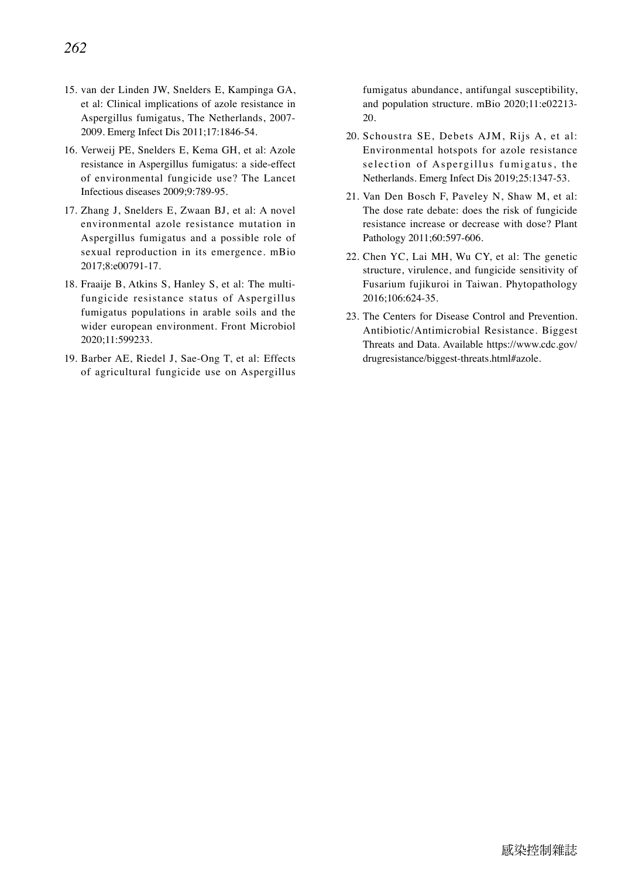15. van der Linden JW, Snelders E, Kampinga GA, et al: Clinical implications of azole resistance in Aspergillus fumigatus, The Netherlands, 2007-2009. Emerg Infect Dis 2011;17:1846-54.
16. Verweij PE, Snelders E, Kema GH, et al: Azole resistance in Aspergillus fumigatus: a side-effect of environmental fungicide use? The Lancet Infectious diseases 2009;9:789-95.
17. Zhang J, Snelders E, Zwaan BJ, et al: A novel environmental azole resistance mutation in Aspergillus fumigatus and a possible role of sexual reproduction in its emergence. mBio 2017;8:e00791-17.
18. Fraaije B, Atkins S, Hanley S, et al: The multi-fungicide resistance status of Aspergillus fumigatus populations in arable soils and the wider european environment. Front Microbiol 2020;11:599233.
19. Barber AE, Riedel J, Sae-Ong T, et al: Effects of agricultural fungicide use on Aspergillus fumigatus abundance, antifungal susceptibility, and population structure. mBio 2020;11:e02213-20.
20. Schoustra SE, Debets AJM, Rijs A, et al: Environmental hotspots for azole resistance selection of Aspergillus fumigatus, the Netherlands. Emerg Infect Dis 2019;25:1347-53.
21. Van Den Bosch F, Paveley N, Shaw M, et al: The dose rate debate: does the risk of fungicide resistance increase or decrease with dose? Plant Pathology 2011;60:597-606.
22. Chen YC, Lai MH, Wu CY, et al: The genetic structure, virulence, and fungicide sensitivity of Fusarium fujikuroi in Taiwan. Phytopathology 2016;106:624-35.
23. The Centers for Disease Control and Prevention. Antibiotic/Antimicrobial Resistance. Biggest Threats and Data. Available https://www.cdc.gov/drugresistance/biggest-threats.html#azole.